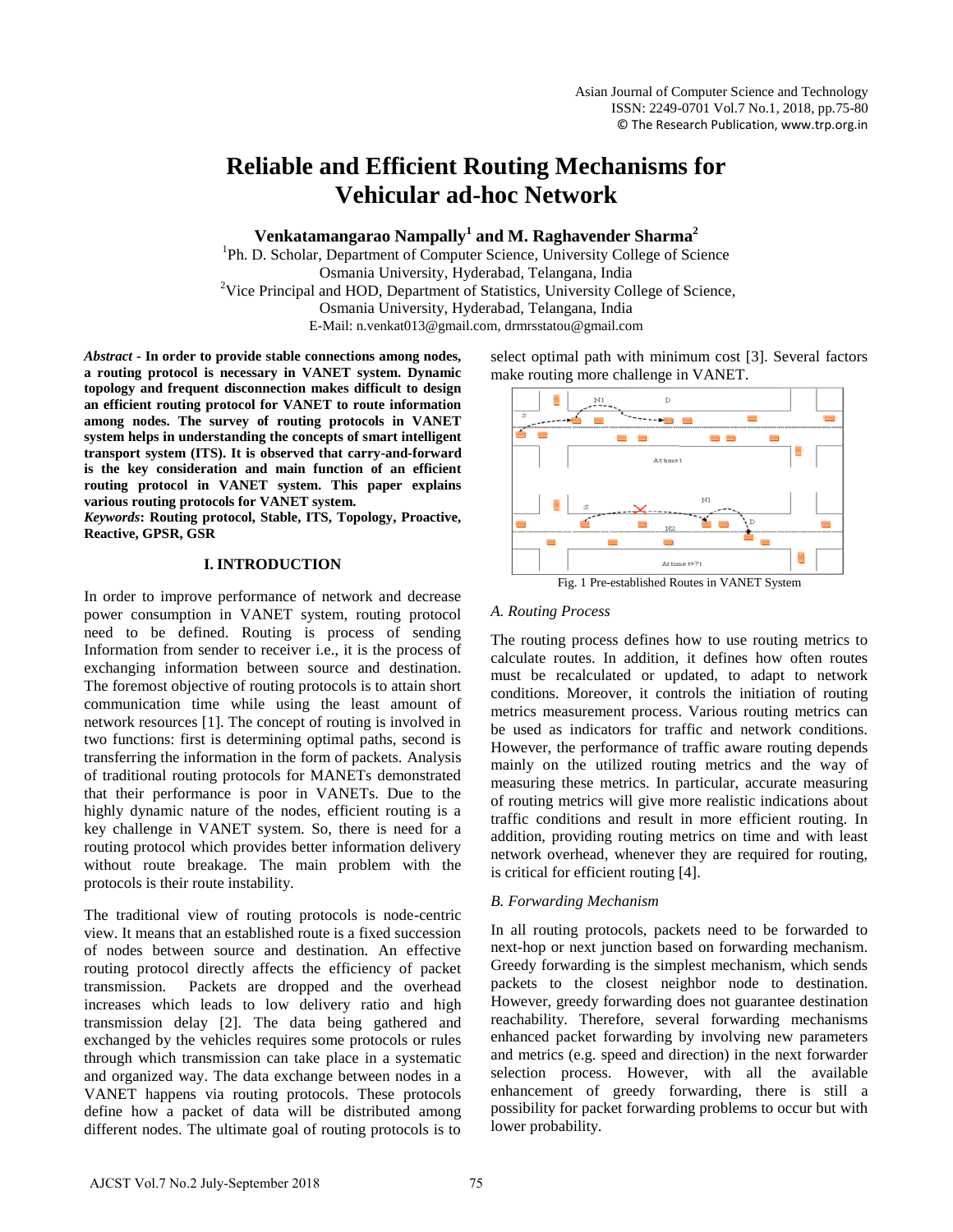# Reliable and Efficient Routing Mechanisms for Vehicular ad-hoc Network

**Venkatamangarao Nampally[1] and M. Raghavender Sharma[2]**

[1]Ph. D. Scholar, Department of Computer Science, University College of Science
Osmania University, Hyderabad, Telangana, India
[2]Vice Principal and HOD, Department of Statistics, University College of Science,
Osmania University, Hyderabad, Telangana, India
E-Mail: n.venkat013@gmail.com, drmrsstatou@gmail.com

***Abstract*** **- In order to provide stable connections among nodes, a routing protocol is necessary in VANET system. Dynamic topology and frequent disconnection makes difficult to design an efficient routing protocol for VANET to route information among nodes. The survey of routing protocols in VANET system helps in understanding the concepts of smart intelligent transport system (ITS). It is observed that carry-and-forward is the key consideration and main function of an efficient routing protocol in VANET system. This paper explains various routing protocols for VANET system.**

***Keywords*****: Routing protocol, Stable, ITS, Topology, Proactive, Reactive, GPSR, GSR**

## I. INTRODUCTION

In order to improve performance of network and decrease power consumption in VANET system, routing protocol need to be defined. Routing is process of sending Information from sender to receiver i.e., it is the process of exchanging information between source and destination. The foremost objective of routing protocols is to attain short communication time while using the least amount of network resources [1]. The concept of routing is involved in two functions: first is determining optimal paths, second is transferring the information in the form of packets. Analysis of traditional routing protocols for MANETs demonstrated that their performance is poor in VANETs. Due to the highly dynamic nature of the nodes, efficient routing is a key challenge in VANET system. So, there is need for a routing protocol which provides better information delivery without route breakage. The main problem with the protocols is their route instability.

The traditional view of routing protocols is node-centric view. It means that an established route is a fixed succession of nodes between source and destination. An effective routing protocol directly affects the efficiency of packet transmission. Packets are dropped and the overhead increases which leads to low delivery ratio and high transmission delay [2]. The data being gathered and exchanged by the vehicles requires some protocols or rules through which transmission can take place in a systematic and organized way. The data exchange between nodes in a VANET happens via routing protocols. These protocols define how a packet of data will be distributed among different nodes. The ultimate goal of routing protocols is to select optimal path with minimum cost [3]. Several factors make routing more challenge in VANET.

Fig. 1 Pre-established Routes in VANET System

### A. Routing Process

The routing process defines how to use routing metrics to calculate routes. In addition, it defines how often routes must be recalculated or updated, to adapt to network conditions. Moreover, it controls the initiation of routing metrics measurement process. Various routing metrics can be used as indicators for traffic and network conditions. However, the performance of traffic aware routing depends mainly on the utilized routing metrics and the way of measuring these metrics. In particular, accurate measuring of routing metrics will give more realistic indications about traffic conditions and result in more efficient routing. In addition, providing routing metrics on time and with least network overhead, whenever they are required for routing, is critical for efficient routing [4].

### B. Forwarding Mechanism

In all routing protocols, packets need to be forwarded to next-hop or next junction based on forwarding mechanism. Greedy forwarding is the simplest mechanism, which sends packets to the closest neighbor node to destination. However, greedy forwarding does not guarantee destination reachability. Therefore, several forwarding mechanisms enhanced packet forwarding by involving new parameters and metrics (e.g. speed and direction) in the next forwarder selection process. However, with all the available enhancement of greedy forwarding, there is still a possibility for packet forwarding problems to occur but with lower probability.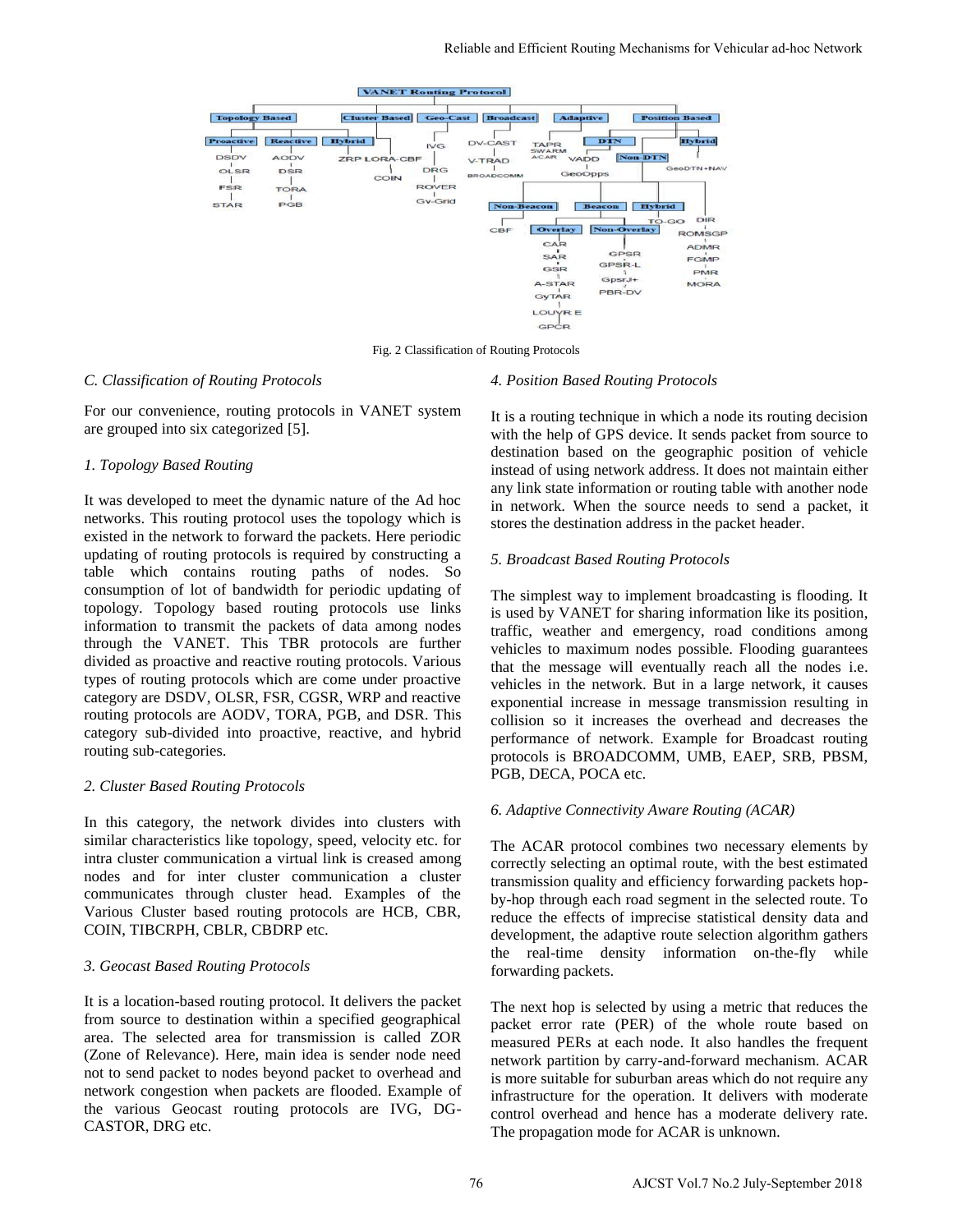Fig. 2 Classification of Routing Protocols

### C. Classification of Routing Protocols

For our convenience, routing protocols in VANET system are grouped into six categorized [5].

#### 1. Topology Based Routing

It was developed to meet the dynamic nature of the Ad hoc networks. This routing protocol uses the topology which is existed in the network to forward the packets. Here periodic updating of routing protocols is required by constructing a table which contains routing paths of nodes. So consumption of lot of bandwidth for periodic updating of topology. Topology based routing protocols use links information to transmit the packets of data among nodes through the VANET. This TBR protocols are further divided as proactive and reactive routing protocols. Various types of routing protocols which are come under proactive category are DSDV, OLSR, FSR, CGSR, WRP and reactive routing protocols are AODV, TORA, PGB, and DSR. This category sub-divided into proactive, reactive, and hybrid routing sub-categories.

#### 2. Cluster Based Routing Protocols

In this category, the network divides into clusters with similar characteristics like topology, speed, velocity etc. for intra cluster communication a virtual link is creased among nodes and for inter cluster communication a cluster communicates through cluster head. Examples of the Various Cluster based routing protocols are HCB, CBR, COIN, TIBCRPH, CBLR, CBDRP etc.

#### 3. Geocast Based Routing Protocols

It is a location-based routing protocol. It delivers the packet from source to destination within a specified geographical area. The selected area for transmission is called ZOR (Zone of Relevance). Here, main idea is sender node need not to send packet to nodes beyond packet to overhead and network congestion when packets are flooded. Example of the various Geocast routing protocols are IVG, DG-CASTOR, DRG etc.

#### 4. Position Based Routing Protocols

It is a routing technique in which a node its routing decision with the help of GPS device. It sends packet from source to destination based on the geographic position of vehicle instead of using network address. It does not maintain either any link state information or routing table with another node in network. When the source needs to send a packet, it stores the destination address in the packet header.

#### 5. Broadcast Based Routing Protocols

The simplest way to implement broadcasting is flooding. It is used by VANET for sharing information like its position, traffic, weather and emergency, road conditions among vehicles to maximum nodes possible. Flooding guarantees that the message will eventually reach all the nodes i.e. vehicles in the network. But in a large network, it causes exponential increase in message transmission resulting in collision so it increases the overhead and decreases the performance of network. Example for Broadcast routing protocols is BROADCOMM, UMB, EAEP, SRB, PBSM, PGB, DECA, POCA etc.

#### 6. Adaptive Connectivity Aware Routing (ACAR)

The ACAR protocol combines two necessary elements by correctly selecting an optimal route, with the best estimated transmission quality and efficiency forwarding packets hop-by-hop through each road segment in the selected route. To reduce the effects of imprecise statistical density data and development, the adaptive route selection algorithm gathers the real-time density information on-the-fly while forwarding packets.

The next hop is selected by using a metric that reduces the packet error rate (PER) of the whole route based on measured PERs at each node. It also handles the frequent network partition by carry-and-forward mechanism. ACAR is more suitable for suburban areas which do not require any infrastructure for the operation. It delivers with moderate control overhead and hence has a moderate delivery rate. The propagation mode for ACAR is unknown.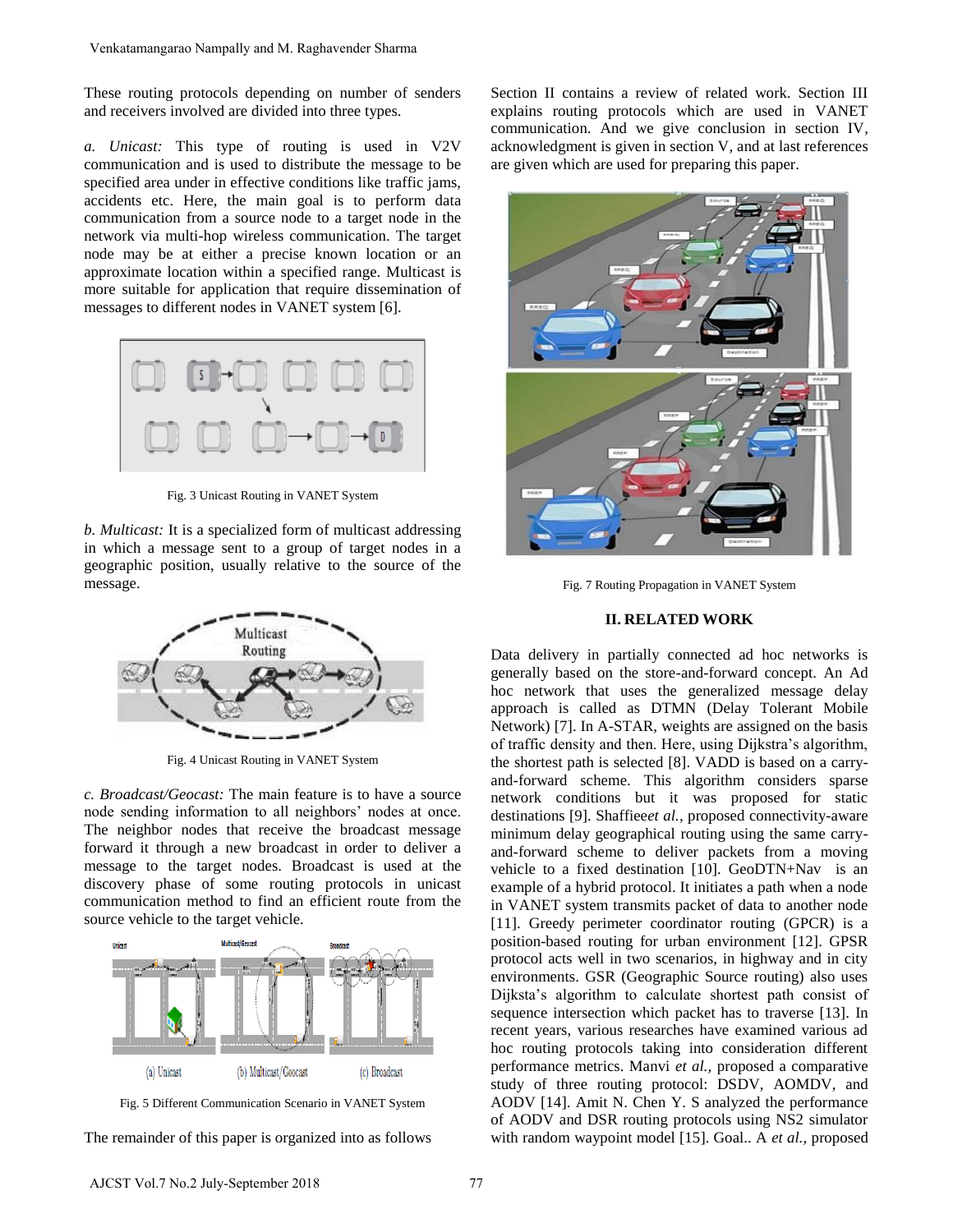These routing protocols depending on number of senders and receivers involved are divided into three types.

*a. Unicast:* This type of routing is used in V2V communication and is used to distribute the message to be specified area under in effective conditions like traffic jams, accidents etc. Here, the main goal is to perform data communication from a source node to a target node in the network via multi-hop wireless communication. The target node may be at either a precise known location or an approximate location within a specified range. Multicast is more suitable for application that require dissemination of messages to different nodes in VANET system [6].

Fig. 3 Unicast Routing in VANET System

*b. Multicast:* It is a specialized form of multicast addressing in which a message sent to a group of target nodes in a geographic position, usually relative to the source of the message.

Fig. 4 Unicast Routing in VANET System

*c. Broadcast/Geocast:* The main feature is to have a source node sending information to all neighbors' nodes at once. The neighbor nodes that receive the broadcast message forward it through a new broadcast in order to deliver a message to the target nodes. Broadcast is used at the discovery phase of some routing protocols in unicast communication method to find an efficient route from the source vehicle to the target vehicle.

Fig. 5 Different Communication Scenario in VANET System

The remainder of this paper is organized into as follows Section II contains a review of related work. Section III explains routing protocols which are used in VANET communication. And we give conclusion in section IV, acknowledgment is given in section V, and at last references are given which are used for preparing this paper.

Fig. 7 Routing Propagation in VANET System

## II. RELATED WORK

Data delivery in partially connected ad hoc networks is generally based on the store-and-forward concept. An Ad hoc network that uses the generalized message delay approach is called as DTMN (Delay Tolerant Mobile Network) [7]. In A-STAR, weights are assigned on the basis of traffic density and then. Here, using Dijkstra's algorithm, the shortest path is selected [8]. VADD is based on a carry-and-forward scheme. This algorithm considers sparse network conditions but it was proposed for static destinations [9]. Shaffiee*et al.*, proposed connectivity-aware minimum delay geographical routing using the same carry-and-forward scheme to deliver packets from a moving vehicle to a fixed destination [10]. GeoDTN+Nav is an example of a hybrid protocol. It initiates a path when a node in VANET system transmits packet of data to another node [11]. Greedy perimeter coordinator routing (GPCR) is a position-based routing for urban environment [12]. GPSR protocol acts well in two scenarios, in highway and in city environments. GSR (Geographic Source routing) also uses Dijksta's algorithm to calculate shortest path consist of sequence intersection which packet has to traverse [13]. In recent years, various researches have examined various ad hoc routing protocols taking into consideration different performance metrics. Manvi *et al.*, proposed a comparative study of three routing protocol: DSDV, AOMDV, and AODV [14]. Amit N. Chen Y. S analyzed the performance of AODV and DSR routing protocols using NS2 simulator with random waypoint model [15]. Goal.. A *et al.*, proposed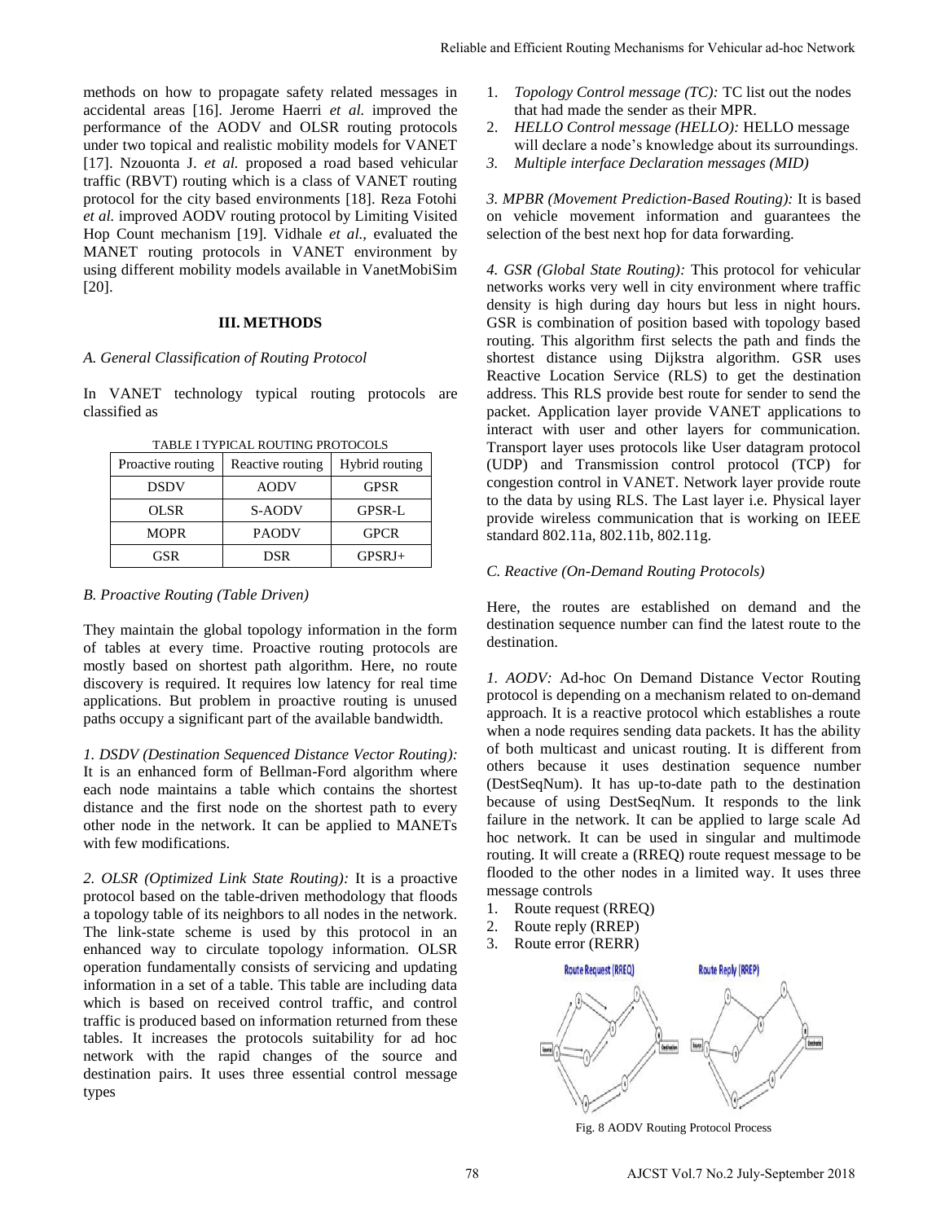methods on how to propagate safety related messages in accidental areas [16]. Jerome Haerri *et al.* improved the performance of the AODV and OLSR routing protocols under two topical and realistic mobility models for VANET [17]. Nzouonta J. *et al.* proposed a road based vehicular traffic (RBVT) routing which is a class of VANET routing protocol for the city based environments [18]. Reza Fotohi *et al.* improved AODV routing protocol by Limiting Visited Hop Count mechanism [19]. Vidhale *et al.*, evaluated the MANET routing protocols in VANET environment by using different mobility models available in VanetMobiSim [20].

## III. METHODS

### A. General Classification of Routing Protocol

In VANET technology typical routing protocols are classified as

TABLE I TYPICAL ROUTING PROTOCOLS

| Proactive routing | Reactive routing | Hybrid routing |
|---|---|---|
| DSDV | AODV | GPSR |
| OLSR | S-AODV | GPSR-L |
| MOPR | PAODV | GPCR |
| GSR | DSR | GPSRJ+ |

### B. Proactive Routing (Table Driven)

They maintain the global topology information in the form of tables at every time. Proactive routing protocols are mostly based on shortest path algorithm. Here, no route discovery is required. It requires low latency for real time applications. But problem in proactive routing is unused paths occupy a significant part of the available bandwidth.

*1. DSDV (Destination Sequenced Distance Vector Routing):* It is an enhanced form of Bellman-Ford algorithm where each node maintains a table which contains the shortest distance and the first node on the shortest path to every other node in the network. It can be applied to MANETs with few modifications.

*2. OLSR (Optimized Link State Routing):* It is a proactive protocol based on the table-driven methodology that floods a topology table of its neighbors to all nodes in the network. The link-state scheme is used by this protocol in an enhanced way to circulate topology information. OLSR operation fundamentally consists of servicing and updating information in a set of a table. This table are including data which is based on received control traffic, and control traffic is produced based on information returned from these tables. It increases the protocols suitability for ad hoc network with the rapid changes of the source and destination pairs. It uses three essential control message types

1. *Topology Control message (TC):* TC list out the nodes that had made the sender as their MPR.
2. *HELLO Control message (HELLO):* HELLO message will declare a node's knowledge about its surroundings.
3. *Multiple interface Declaration messages (MID)*

*3. MPBR (Movement Prediction-Based Routing):* It is based on vehicle movement information and guarantees the selection of the best next hop for data forwarding.

*4. GSR (Global State Routing):* This protocol for vehicular networks works very well in city environment where traffic density is high during day hours but less in night hours. GSR is combination of position based with topology based routing. This algorithm first selects the path and finds the shortest distance using Dijkstra algorithm. GSR uses Reactive Location Service (RLS) to get the destination address. This RLS provide best route for sender to send the packet. Application layer provide VANET applications to interact with user and other layers for communication. Transport layer uses protocols like User datagram protocol (UDP) and Transmission control protocol (TCP) for congestion control in VANET. Network layer provide route to the data by using RLS. The Last layer i.e. Physical layer provide wireless communication that is working on IEEE standard 802.11a, 802.11b, 802.11g.

### C. Reactive (On-Demand Routing Protocols)

Here, the routes are established on demand and the destination sequence number can find the latest route to the destination.

*1. AODV:* Ad-hoc On Demand Distance Vector Routing protocol is depending on a mechanism related to on-demand approach. It is a reactive protocol which establishes a route when a node requires sending data packets. It has the ability of both multicast and unicast routing. It is different from others because it uses destination sequence number (DestSeqNum). It has up-to-date path to the destination because of using DestSeqNum. It responds to the link failure in the network. It can be applied to large scale Ad hoc network. It can be used in singular and multimode routing. It will create a (RREQ) route request message to be flooded to the other nodes in a limited way. It uses three message controls

1. Route request (RREQ)
2. Route reply (RREP)
3. Route error (RERR)

Fig. 8 AODV Routing Protocol Process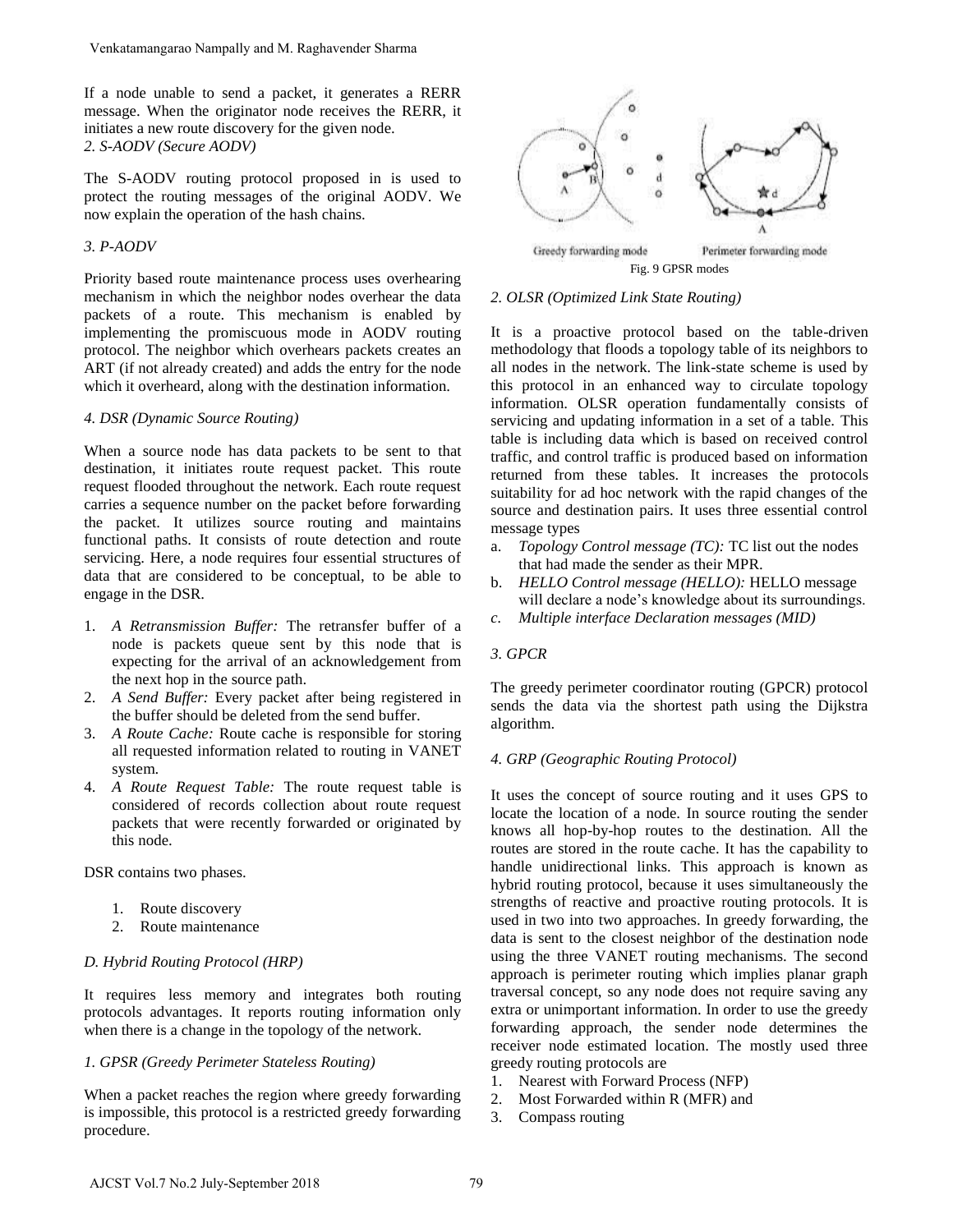If a node unable to send a packet, it generates a RERR message. When the originator node receives the RERR, it initiates a new route discovery for the given node.

*2. S-AODV (Secure AODV)*

The S-AODV routing protocol proposed in is used to protect the routing messages of the original AODV. We now explain the operation of the hash chains.

*3. P-AODV*

Priority based route maintenance process uses overhearing mechanism in which the neighbor nodes overhear the data packets of a route. This mechanism is enabled by implementing the promiscuous mode in AODV routing protocol. The neighbor which overhears packets creates an ART (if not already created) and adds the entry for the node which it overheard, along with the destination information.

*4. DSR (Dynamic Source Routing)*

When a source node has data packets to be sent to that destination, it initiates route request packet. This route request flooded throughout the network. Each route request carries a sequence number on the packet before forwarding the packet. It utilizes source routing and maintains functional paths. It consists of route detection and route servicing. Here, a node requires four essential structures of data that are considered to be conceptual, to be able to engage in the DSR.

1. *A Retransmission Buffer:* The retransfer buffer of a node is packets queue sent by this node that is expecting for the arrival of an acknowledgement from the next hop in the source path.
2. *A Send Buffer:* Every packet after being registered in the buffer should be deleted from the send buffer.
3. *A Route Cache:* Route cache is responsible for storing all requested information related to routing in VANET system.
4. *A Route Request Table:* The route request table is considered of records collection about route request packets that were recently forwarded or originated by this node.

DSR contains two phases.

1. Route discovery
2. Route maintenance

*D. Hybrid Routing Protocol (HRP)*

It requires less memory and integrates both routing protocols advantages. It reports routing information only when there is a change in the topology of the network.

*1. GPSR (Greedy Perimeter Stateless Routing)*

When a packet reaches the region where greedy forwarding is impossible, this protocol is a restricted greedy forwarding procedure.

Greedy forwarding mode    Perimeter forwarding mode

Fig. 9 GPSR modes

*2. OLSR (Optimized Link State Routing)*

It is a proactive protocol based on the table-driven methodology that floods a topology table of its neighbors to all nodes in the network. The link-state scheme is used by this protocol in an enhanced way to circulate topology information. OLSR operation fundamentally consists of servicing and updating information in a set of a table. This table is including data which is based on received control traffic, and control traffic is produced based on information returned from these tables. It increases the protocols suitability for ad hoc network with the rapid changes of the source and destination pairs. It uses three essential control message types

a. *Topology Control message (TC):* TC list out the nodes that had made the sender as their MPR.
b. *HELLO Control message (HELLO):* HELLO message will declare a node's knowledge about its surroundings.
c. *Multiple interface Declaration messages (MID)*

*3. GPCR*

The greedy perimeter coordinator routing (GPCR) protocol sends the data via the shortest path using the Dijkstra algorithm.

*4. GRP (Geographic Routing Protocol)*

It uses the concept of source routing and it uses GPS to locate the location of a node. In source routing the sender knows all hop-by-hop routes to the destination. All the routes are stored in the route cache. It has the capability to handle unidirectional links. This approach is known as hybrid routing protocol, because it uses simultaneously the strengths of reactive and proactive routing protocols. It is used in two into two approaches. In greedy forwarding, the data is sent to the closest neighbor of the destination node using the three VANET routing mechanisms. The second approach is perimeter routing which implies planar graph traversal concept, so any node does not require saving any extra or unimportant information. In order to use the greedy forwarding approach, the sender node determines the receiver node estimated location. The mostly used three greedy routing protocols are

1. Nearest with Forward Process (NFP)
2. Most Forwarded within R (MFR) and
3. Compass routing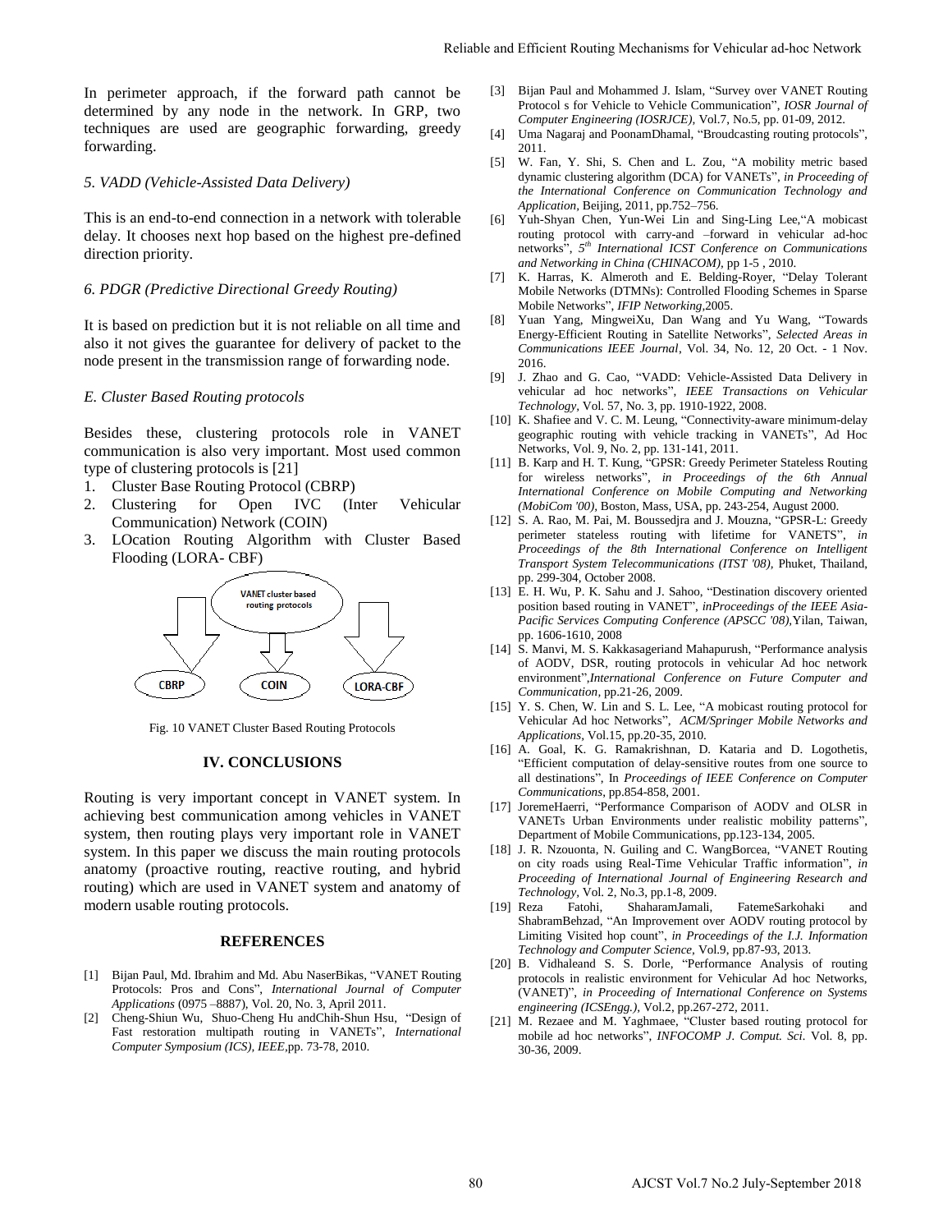In perimeter approach, if the forward path cannot be determined by any node in the network. In GRP, two techniques are used are geographic forwarding, greedy forwarding.

*5. VADD (Vehicle-Assisted Data Delivery)*

This is an end-to-end connection in a network with tolerable delay. It chooses next hop based on the highest pre-defined direction priority.

*6. PDGR (Predictive Directional Greedy Routing)*

It is based on prediction but it is not reliable on all time and also it not gives the guarantee for delivery of packet to the node present in the transmission range of forwarding node.

*E. Cluster Based Routing protocols*

Besides these, clustering protocols role in VANET communication is also very important. Most used common type of clustering protocols is [21]

1. Cluster Base Routing Protocol (CBRP)
2. Clustering for Open IVC (Inter Vehicular Communication) Network (COIN)
3. LOcation Routing Algorithm with Cluster Based Flooding (LORA- CBF)

VANET cluster based routing protocols

CBRP

COIN

LORA-CBF

Fig. 10 VANET Cluster Based Routing Protocols

## IV. CONCLUSIONS

Routing is very important concept in VANET system. In achieving best communication among vehicles in VANET system, then routing plays very important role in VANET system. In this paper we discuss the main routing protocols anatomy (proactive routing, reactive routing, and hybrid routing) which are used in VANET system and anatomy of modern usable routing protocols.

## REFERENCES

[1] Bijan Paul, Md. Ibrahim and Md. Abu NaserBikas, "VANET Routing Protocols: Pros and Cons", *International Journal of Computer Applications* (0975 –8887), Vol. 20, No. 3, April 2011.

[2] Cheng-Shiun Wu, Shuo-Cheng Hu andChih-Shun Hsu, "Design of Fast restoration multipath routing in VANETs", *International Computer Symposium (ICS), IEEE*,pp. 73-78, 2010.

[3] Bijan Paul and Mohammed J. Islam, "Survey over VANET Routing Protocol s for Vehicle to Vehicle Communication", *IOSR Journal of Computer Engineering (IOSRJCE)*, Vol.7, No.5, pp. 01-09, 2012.

[4] Uma Nagaraj and PoonamDhamal, "Broudcasting routing protocols", 2011.

[5] W. Fan, Y. Shi, S. Chen and L. Zou, "A mobility metric based dynamic clustering algorithm (DCA) for VANETs", *in Proceeding of the International Conference on Communication Technology and Application*, Beijing, 2011, pp.752–756.

[6] Yuh-Shyan Chen, Yun-Wei Lin and Sing-Ling Lee,"A mobicast routing protocol with carry-and –forward in vehicular ad-hoc networks", *5th International ICST Conference on Communications and Networking in China (CHINACOM)*, pp 1-5 , 2010.

[7] K. Harras, K. Almeroth and E. Belding-Royer, "Delay Tolerant Mobile Networks (DTMNs): Controlled Flooding Schemes in Sparse Mobile Networks", *IFIP Networking*,2005.

[8] Yuan Yang, MingweiXu, Dan Wang and Yu Wang, "Towards Energy-Efficient Routing in Satellite Networks", *Selected Areas in Communications IEEE Journal*, Vol. 34, No. 12, 20 Oct. - 1 Nov. 2016.

[9] J. Zhao and G. Cao, "VADD: Vehicle-Assisted Data Delivery in vehicular ad hoc networks", *IEEE Transactions on Vehicular Technology*, Vol. 57, No. 3, pp. 1910-1922, 2008.

[10] K. Shafiee and V. C. M. Leung, "Connectivity-aware minimum-delay geographic routing with vehicle tracking in VANETs", Ad Hoc Networks, Vol. 9, No. 2, pp. 131-141, 2011.

[11] B. Karp and H. T. Kung, "GPSR: Greedy Perimeter Stateless Routing for wireless networks", *in Proceedings of the 6th Annual International Conference on Mobile Computing and Networking (MobiCom '00)*, Boston, Mass, USA, pp. 243-254, August 2000.

[12] S. A. Rao, M. Pai, M. Boussedjra and J. Mouzna, "GPSR-L: Greedy perimeter stateless routing with lifetime for VANETS", *in Proceedings of the 8th International Conference on Intelligent Transport System Telecommunications (ITST '08)*, Phuket, Thailand, pp. 299-304, October 2008.

[13] E. H. Wu, P. K. Sahu and J. Sahoo, "Destination discovery oriented position based routing in VANET", *inProceedings of the IEEE Asia-Pacific Services Computing Conference (APSCC '08)*,Yilan, Taiwan, pp. 1606-1610, 2008

[14] S. Manvi, M. S. Kakkasageriand Mahapurush, "Performance analysis of AODV, DSR, routing protocols in vehicular Ad hoc network environment",*International Conference on Future Computer and Communication*, pp.21-26, 2009.

[15] Y. S. Chen, W. Lin and S. L. Lee, "A mobicast routing protocol for Vehicular Ad hoc Networks", *ACM/Springer Mobile Networks and Applications*, Vol.15, pp.20-35, 2010.

[16] A. Goal, K. G. Ramakrishnan, D. Kataria and D. Logothetis, "Efficient computation of delay-sensitive routes from one source to all destinations", In *Proceedings of IEEE Conference on Computer Communications*, pp.854-858, 2001.

[17] JoremeHaerri, "Performance Comparison of AODV and OLSR in VANETs Urban Environments under realistic mobility patterns", Department of Mobile Communications, pp.123-134, 2005.

[18] J. R. Nzouonta, N. Guiling and C. WangBorcea, "VANET Routing on city roads using Real-Time Vehicular Traffic information", *in Proceeding of International Journal of Engineering Research and Technology*, Vol. 2, No.3, pp.1-8, 2009.

[19] Reza Fatohi, ShaharamJamali, FatemeSarkohaki and ShabramBehzad, "An Improvement over AODV routing protocol by Limiting Visited hop count", *in Proceedings of the I.J. Information Technology and Computer Science*, Vol.9, pp.87-93, 2013.

[20] B. Vidhaleand S. S. Dorle, "Performance Analysis of routing protocols in realistic environment for Vehicular Ad hoc Networks, (VANET)", *in Proceeding of International Conference on Systems engineering (ICSEngg.)*, Vol.2, pp.267-272, 2011.

[21] M. Rezaee and M. Yaghmaee, "Cluster based routing protocol for mobile ad hoc networks", *INFOCOMP J. Comput. Sci.* Vol. 8, pp. 30-36, 2009.